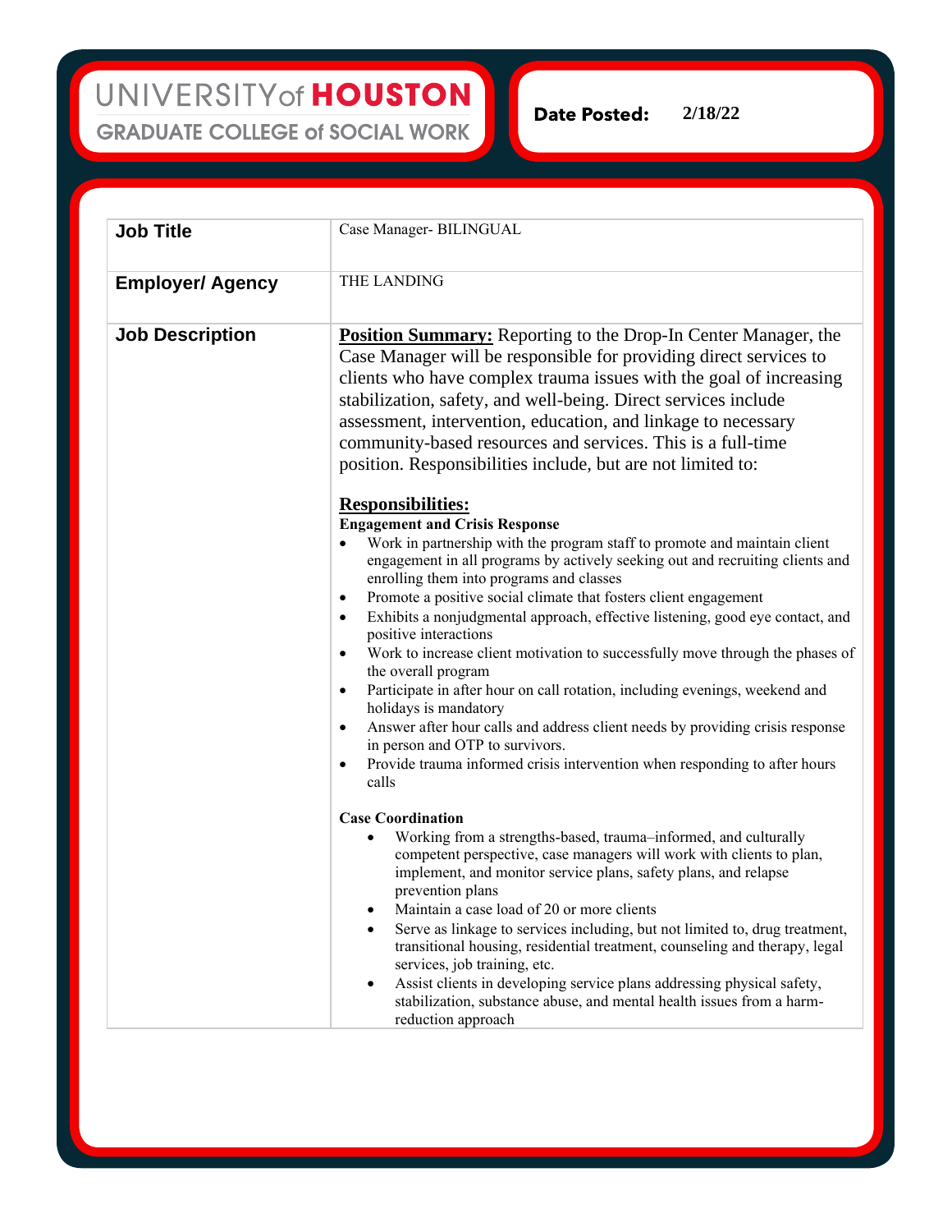UNIVERSITY of HOUSTON
GRADUATE COLLEGE of SOCIAL WORK

**Date Posted:** 2/18/22

| | |
|---|---|
| **Job Title** | Case Manager- BILINGUAL |
| **Employer/ Agency** | THE LANDING |
| **Job Description** | **Position Summary:** Reporting to the Drop-In Center Manager, the Case Manager will be responsible for providing direct services to clients who have complex trauma issues with the goal of increasing stabilization, safety, and well-being. Direct services include assessment, intervention, education, and linkage to necessary community-based resources and services. This is a full-time position. Responsibilities include, but are not limited to:<br><br>**Responsibilities:**<br>**Engagement and Crisis Response**<br>• Work in partnership with the program staff to promote and maintain client engagement in all programs by actively seeking out and recruiting clients and enrolling them into programs and classes<br>• Promote a positive social climate that fosters client engagement<br>• Exhibits a nonjudgmental approach, effective listening, good eye contact, and positive interactions<br>• Work to increase client motivation to successfully move through the phases of the overall program<br>• Participate in after hour on call rotation, including evenings, weekend and holidays is mandatory<br>• Answer after hour calls and address client needs by providing crisis response in person and OTP to survivors.<br>• Provide trauma informed crisis intervention when responding to after hours calls<br><br>**Case Coordination**<br>• Working from a strengths-based, trauma–informed, and culturally competent perspective, case managers will work with clients to plan, implement, and monitor service plans, safety plans, and relapse prevention plans<br>• Maintain a case load of 20 or more clients<br>• Serve as linkage to services including, but not limited to, drug treatment, transitional housing, residential treatment, counseling and therapy, legal services, job training, etc.<br>• Assist clients in developing service plans addressing physical safety, stabilization, substance abuse, and mental health issues from a harm-reduction approach |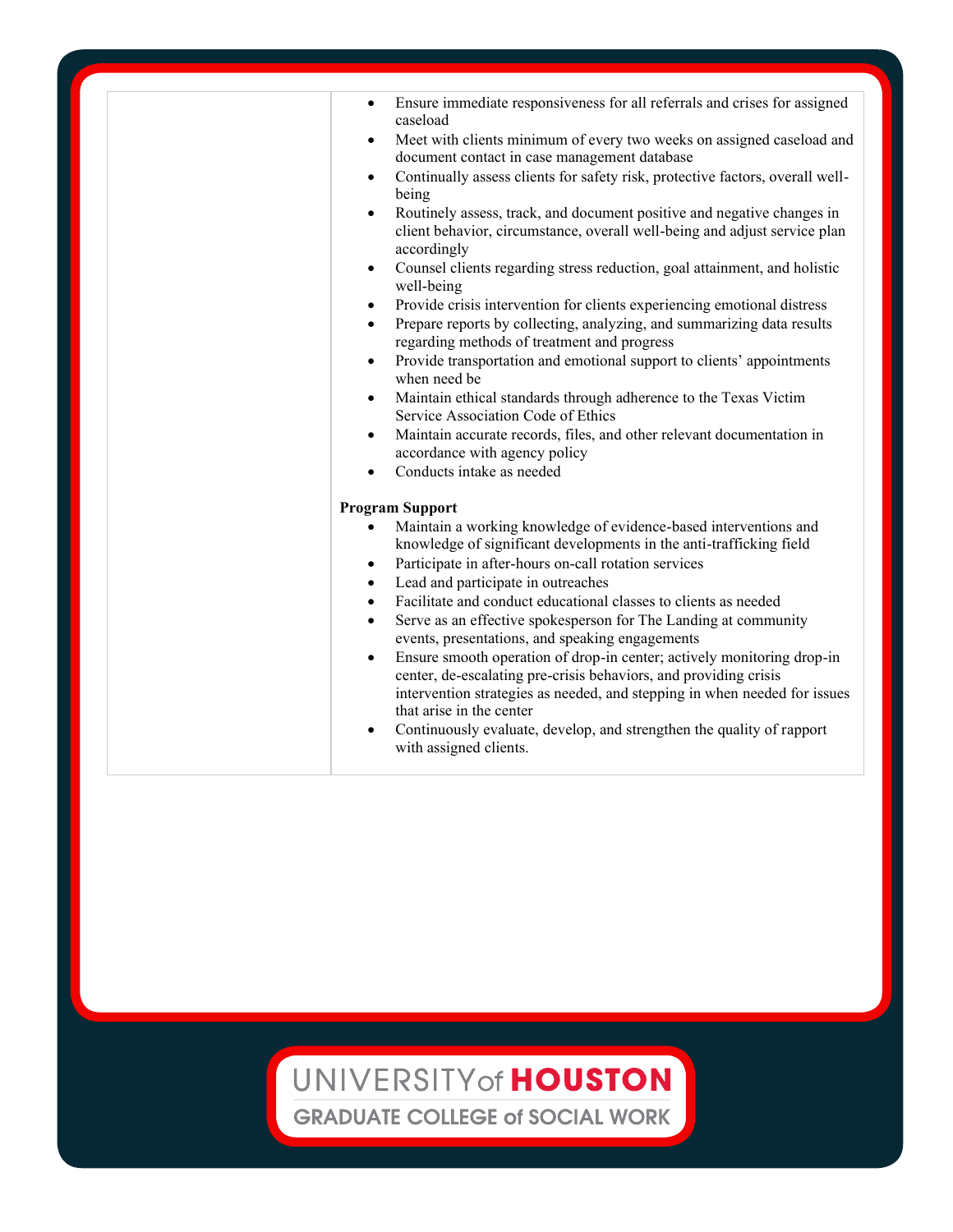|  |  |
| --- | --- |
|  | - Ensure immediate responsiveness for all referrals and crises for assigned caseload<br>- Meet with clients minimum of every two weeks on assigned caseload and document contact in case management database<br>- Continually assess clients for safety risk, protective factors, overall well-being<br>- Routinely assess, track, and document positive and negative changes in client behavior, circumstance, overall well-being and adjust service plan accordingly<br>- Counsel clients regarding stress reduction, goal attainment, and holistic well-being<br>- Provide crisis intervention for clients experiencing emotional distress<br>- Prepare reports by collecting, analyzing, and summarizing data results regarding methods of treatment and progress<br>- Provide transportation and emotional support to clients' appointments when need be<br>- Maintain ethical standards through adherence to the Texas Victim Service Association Code of Ethics<br>- Maintain accurate records, files, and other relevant documentation in accordance with agency policy<br>- Conducts intake as needed<br><br>**Program Support**<br>- Maintain a working knowledge of evidence-based interventions and knowledge of significant developments in the anti-trafficking field<br>- Participate in after-hours on-call rotation services<br>- Lead and participate in outreaches<br>- Facilitate and conduct educational classes to clients as needed<br>- Serve as an effective spokesperson for The Landing at community events, presentations, and speaking engagements<br>- Ensure smooth operation of drop-in center; actively monitoring drop-in center, de-escalating pre-crisis behaviors, and providing crisis intervention strategies as needed, and stepping in when needed for issues that arise in the center<br>- Continuously evaluate, develop, and strengthen the quality of rapport with assigned clients. |

UNIVERSITY of HOUSTON
GRADUATE COLLEGE of SOCIAL WORK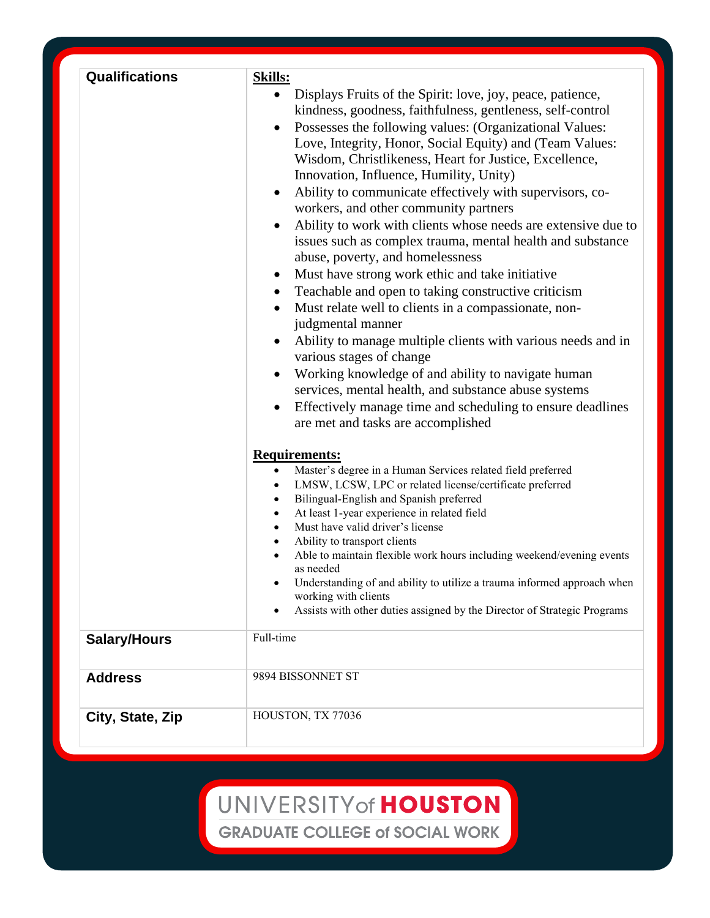| | |
|---|---|
| **Qualifications** | **Skills:**<br>• Displays Fruits of the Spirit: love, joy, peace, patience, kindness, goodness, faithfulness, gentleness, self-control<br>• Possesses the following values: (Organizational Values: Love, Integrity, Honor, Social Equity) and (Team Values: Wisdom, Christlikeness, Heart for Justice, Excellence, Innovation, Influence, Humility, Unity)<br>• Ability to communicate effectively with supervisors, co-workers, and other community partners<br>• Ability to work with clients whose needs are extensive due to issues such as complex trauma, mental health and substance abuse, poverty, and homelessness<br>• Must have strong work ethic and take initiative<br>• Teachable and open to taking constructive criticism<br>• Must relate well to clients in a compassionate, non-judgmental manner<br>• Ability to manage multiple clients with various needs and in various stages of change<br>• Working knowledge of and ability to navigate human services, mental health, and substance abuse systems<br>• Effectively manage time and scheduling to ensure deadlines are met and tasks are accomplished<br><br>**Requirements:**<br>• Master's degree in a Human Services related field preferred<br>• LMSW, LCSW, LPC or related license/certificate preferred<br>• Bilingual-English and Spanish preferred<br>• At least 1-year experience in related field<br>• Must have valid driver's license<br>• Ability to transport clients<br>• Able to maintain flexible work hours including weekend/evening events as needed<br>• Understanding of and ability to utilize a trauma informed approach when working with clients<br>• Assists with other duties assigned by the Director of Strategic Programs |
| **Salary/Hours** | Full-time |
| **Address** | 9894 BISSONNET ST |
| **City, State, Zip** | HOUSTON, TX 77036 |

UNIVERSITY of HOUSTON
GRADUATE COLLEGE of SOCIAL WORK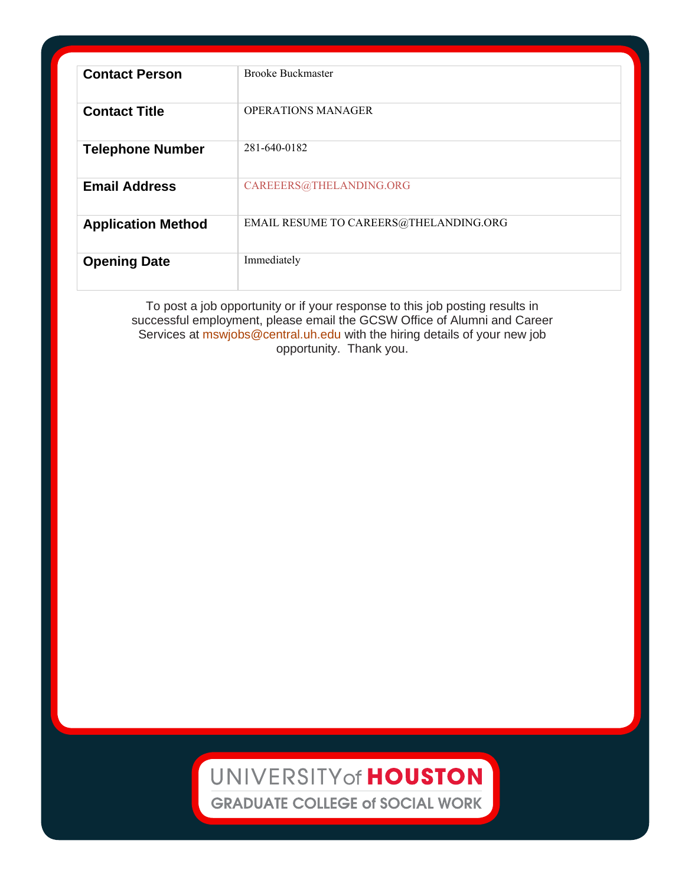| | |
|---|---|
| **Contact Person** | Brooke Buckmaster |
| **Contact Title** | OPERATIONS MANAGER |
| **Telephone Number** | 281-640-0182 |
| **Email Address** | CAREEERS@THELANDING.ORG |
| **Application Method** | EMAIL RESUME TO CAREERS@THELANDING.ORG |
| **Opening Date** | Immediately |

To post a job opportunity or if your response to this job posting results in successful employment, please email the GCSW Office of Alumni and Career Services at mswjobs@central.uh.edu with the hiring details of your new job opportunity. Thank you.

UNIVERSITY of HOUSTON
GRADUATE COLLEGE of SOCIAL WORK